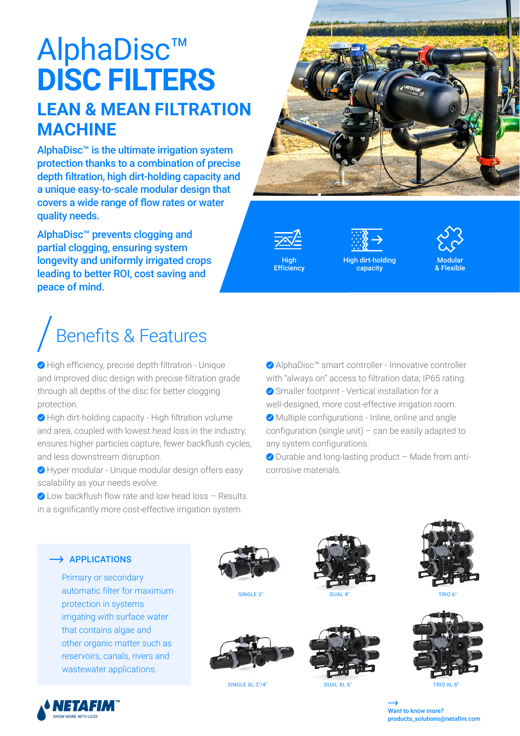# AlphaDisc™ DISC FILTERS

## LEAN & MEAN FILTRATION MACHINE

**AlphaDisc™ is the ultimate irrigation system protection thanks to a combination of precise depth filtration, high dirt-holding capacity and a unique easy-to-scale modular design that covers a wide range of flow rates or water quality needs.**

**AlphaDisc™ prevents clogging and partial clogging, ensuring system longevity and uniformly irrigated crops leading to better ROI, cost saving and peace of mind.**

High Efficiency

High dirt-holding capacity

Modular & Flexible

## Benefits & Features

- High efficiency, precise depth filtration - Unique and improved disc design with precise filtration grade through all depths of the disc for better clogging protection.
- High dirt-holding capacity - High filtration volume and area, coupled with lowest head loss in the industry, ensures higher particles capture, fewer backflush cycles, and less downstream disruption.
- Hyper modular - Unique modular design offers easy scalability as your needs evolve.
- Low backflush flow rate and low head loss – Results in a significantly more cost-effective irrigation system.
- AlphaDisc™ smart controller - Innovative controller with "always on" access to filtration data; IP65 rating.
- Smaller footprint - Vertical installation for a well-designed, more cost-effective irrigation room.
- Multiple configurations - Inline, online and angle configuration (single unit) – can be easily adapted to any system configurations.
- Durable and long-lasting product – Made from anti-corrosive materials.

### APPLICATIONS

Primary or secondary automatic filter for maximum protection in systems irrigating with surface water that contains algae and other organic matter such as reservoirs, canals, rivers and wastewater applications.

SINGLE 3"

DUAL 4"

TRIO 6"

SINGLE XL 3"/4"

DUAL XL 6"

TRIO XL 8"

NETAFIM™ GROW MORE WITH LESS

Want to know more?
products_solutions@netafim.com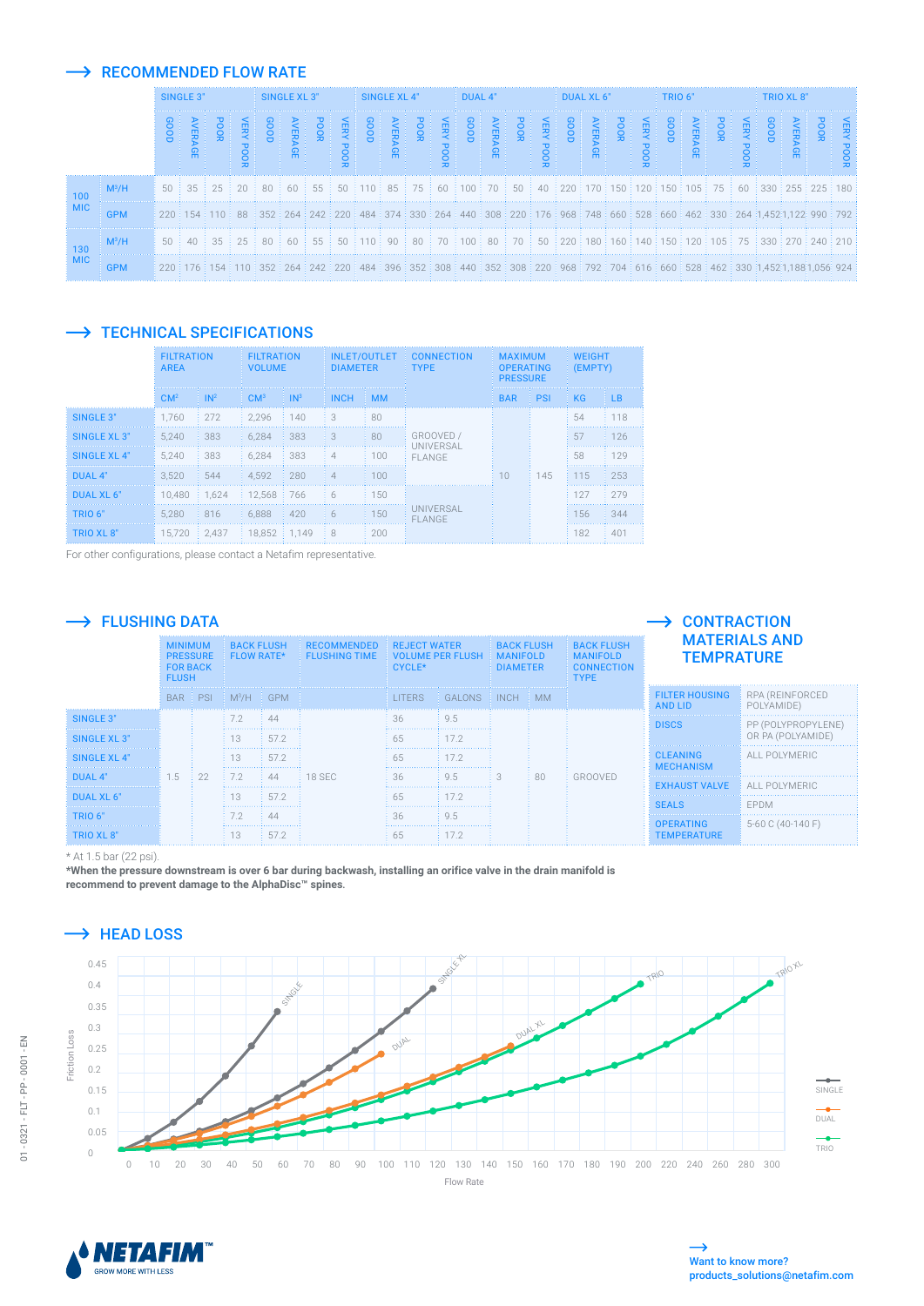## RECOMMENDED FLOW RATE

| | | SINGLE 3" | | | | SINGLE XL 3" | | | | SINGLE XL 4" | | | | DUAL 4" | | | | DUAL XL 6" | | | | TRIO 6" | | | | TRIO XL 8" | | | |
|---|---|---|---|---|---|---|---|---|---|---|---|---|---|---|---|---|---|---|---|---|---|---|---|---|---|---|---|---|---|
| | | GOOD | AVERAGE | POOR | VERY POOR | GOOD | AVERAGE | POOR | VERY POOR | GOOD | AVERAGE | POOR | VERY POOR | GOOD | AVERAGE | POOR | VERY POOR | GOOD | AVERAGE | POOR | VERY POOR | GOOD | AVERAGE | POOR | VERY POOR | GOOD | AVERAGE | POOR | VERY POOR |
| 100 MIC | M³/H | 50 | 35 | 25 | 20 | 80 | 60 | 55 | 50 | 110 | 85 | 75 | 60 | 100 | 70 | 50 | 40 | 220 | 170 | 150 | 120 | 150 | 105 | 75 | 60 | 330 | 255 | 225 | 180 |
| | GPM | 220 | 154 | 110 | 88 | 352 | 264 | 242 | 220 | 484 | 374 | 330 | 264 | 440 | 308 | 220 | 176 | 968 | 748 | 660 | 528 | 660 | 462 | 330 | 264 | 1,452 | 1,122 | 990 | 792 |
| 130 MIC | M³/H | 50 | 40 | 35 | 25 | 80 | 60 | 55 | 50 | 110 | 90 | 80 | 70 | 100 | 80 | 70 | 50 | 220 | 180 | 160 | 140 | 150 | 120 | 105 | 75 | 330 | 270 | 240 | 210 |
| | GPM | 220 | 176 | 154 | 110 | 352 | 264 | 242 | 220 | 484 | 396 | 352 | 308 | 440 | 352 | 308 | 220 | 968 | 792 | 704 | 616 | 660 | 528 | 462 | 330 | 1,452 | 1,188 | 1,056 | 924 |

## TECHNICAL SPECIFICATIONS

| | FILTRATION AREA | | FILTRATION VOLUME | | INLET/OUTLET DIAMETER | | CONNECTION TYPE | MAXIMUM OPERATING PRESSURE | | WEIGHT (EMPTY) | |
|---|---|---|---|---|---|---|---|---|---|---|---|
| | CM² | IN² | CM³ | IN³ | INCH | MM | | BAR | PSI | KG | LB |
| SINGLE 3" | 1,760 | 272 | 2,296 | 140 | 3 | 80 | GROOVED / UNIVERSAL FLANGE | 10 | 145 | 54 | 118 |
| SINGLE XL 3" | 5,240 | 383 | 6,284 | 383 | 3 | 80 | GROOVED / UNIVERSAL FLANGE | 10 | 145 | 57 | 126 |
| SINGLE XL 4" | 5,240 | 383 | 6,284 | 383 | 4 | 100 | GROOVED / UNIVERSAL FLANGE | 10 | 145 | 58 | 129 |
| DUAL 4" | 3,520 | 544 | 4,592 | 280 | 4 | 100 | GROOVED / UNIVERSAL FLANGE | 10 | 145 | 115 | 253 |
| DUAL XL 6" | 10,480 | 1,624 | 12,568 | 766 | 6 | 150 | UNIVERSAL FLANGE | 10 | 145 | 127 | 279 |
| TRIO 6" | 5,280 | 816 | 6,888 | 420 | 6 | 150 | UNIVERSAL FLANGE | 10 | 145 | 156 | 344 |
| TRIO XL 8" | 15,720 | 2,437 | 18,852 | 1,149 | 8 | 200 | UNIVERSAL FLANGE | 10 | 145 | 182 | 401 |

For other configurations, please contact a Netafim representative.

## FLUSHING DATA

| | MINIMUM PRESSURE FOR BACK FLUSH | | BACK FLUSH FLOW RATE* | | RECOMMENDED FLUSHING TIME | REJECT WATER VOLUME PER FLUSH CYCLE* | | BACK FLUSH MANIFOLD DIAMETER | | BACK FLUSH MANIFOLD CONNECTION TYPE |
|---|---|---|---|---|---|---|---|---|---|---|
| | BAR | PSI | M³/H | GPM | | LITERS | GALONS | INCH | MM | |
| SINGLE 3" | 1.5 | 22 | 7.2 | 44 | 18 SEC | 36 | 9.5 | 3 | 80 | GROOVED |
| SINGLE XL 3" | 1.5 | 22 | 13 | 57.2 | 18 SEC | 65 | 17.2 | 3 | 80 | GROOVED |
| SINGLE XL 4" | 1.5 | 22 | 13 | 57.2 | 18 SEC | 65 | 17.2 | 3 | 80 | GROOVED |
| DUAL 4" | 1.5 | 22 | 7.2 | 44 | 18 SEC | 36 | 9.5 | 3 | 80 | GROOVED |
| DUAL XL 6" | 1.5 | 22 | 13 | 57.2 | 18 SEC | 65 | 17.2 | 3 | 80 | GROOVED |
| TRIO 6" | 1.5 | 22 | 7.2 | 44 | 18 SEC | 36 | 9.5 | 3 | 80 | GROOVED |
| TRIO XL 8" | 1.5 | 22 | 13 | 57.2 | 18 SEC | 65 | 17.2 | 3 | 80 | GROOVED |

\* At 1.5 bar (22 psi).

***When the pressure downstream is over 6 bar during backwash, installing an orifice valve in the drain manifold is recommend to prevent damage to the AlphaDisc™ spines.**

## CONTRACTION MATERIALS AND TEMPRATURE

| | |
|---|---|
| FILTER HOUSING AND LID | RPA (REINFORCED POLYAMIDE) |
| DISCS | PP (POLYPROPYLENE) OR PA (POLYAMIDE) |
| CLEANING MECHANISM | ALL POLYMERIC |
| EXHAUST VALVE | ALL POLYMERIC |
| SEALS | EPDM |
| OPERATING TEMPERATURE | 5-60 C (40-140 F) |

## HEAD LOSS

Friction Loss

0.45, 0.4, 0.35, 0.3, 0.25, 0.2, 0.15, 0.1, 0.05, 0

SINGLE, SINGLE XL, DUAL, DUAL XL, TRIO, TRIO XL

0, 10, 20, 30, 40, 50, 60, 70, 80, 90, 100, 110, 120, 130, 140, 150, 160, 170, 180, 190, 200, 220, 240, 260, 280, 300

Flow Rate

SINGLE
DUAL
TRIO

01 - 0321 - FLT - PP - 0001 - EN

NETAFIM™ GROW MORE WITH LESS

Want to know more?
products_solutions@netafim.com